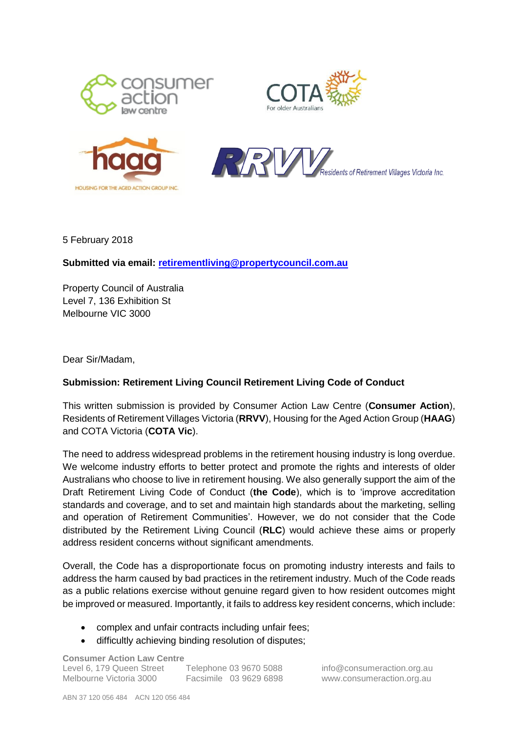5 February 2018

**Submitted via email: retirementliving@propertycouncil.com.au**

Property Council of Australia
Level 7, 136 Exhibition St
Melbourne VIC 3000

Dear Sir/Madam,

**Submission: Retirement Living Council Retirement Living Code of Conduct**

This written submission is provided by Consumer Action Law Centre (**Consumer Action**), Residents of Retirement Villages Victoria (**RRVV**), Housing for the Aged Action Group (**HAAG**) and COTA Victoria (**COTA Vic**).

The need to address widespread problems in the retirement housing industry is long overdue. We welcome industry efforts to better protect and promote the rights and interests of older Australians who choose to live in retirement housing. We also generally support the aim of the Draft Retirement Living Code of Conduct (**the Code**), which is to 'improve accreditation standards and coverage, and to set and maintain high standards about the marketing, selling and operation of Retirement Communities'. However, we do not consider that the Code distributed by the Retirement Living Council (**RLC**) would achieve these aims or properly address resident concerns without significant amendments.

Overall, the Code has a disproportionate focus on promoting industry interests and fails to address the harm caused by bad practices in the retirement industry. Much of the Code reads as a public relations exercise without genuine regard given to how resident outcomes might be improved or measured. Importantly, it fails to address key resident concerns, which include:

- complex and unfair contracts including unfair fees;
- difficultly achieving binding resolution of disputes;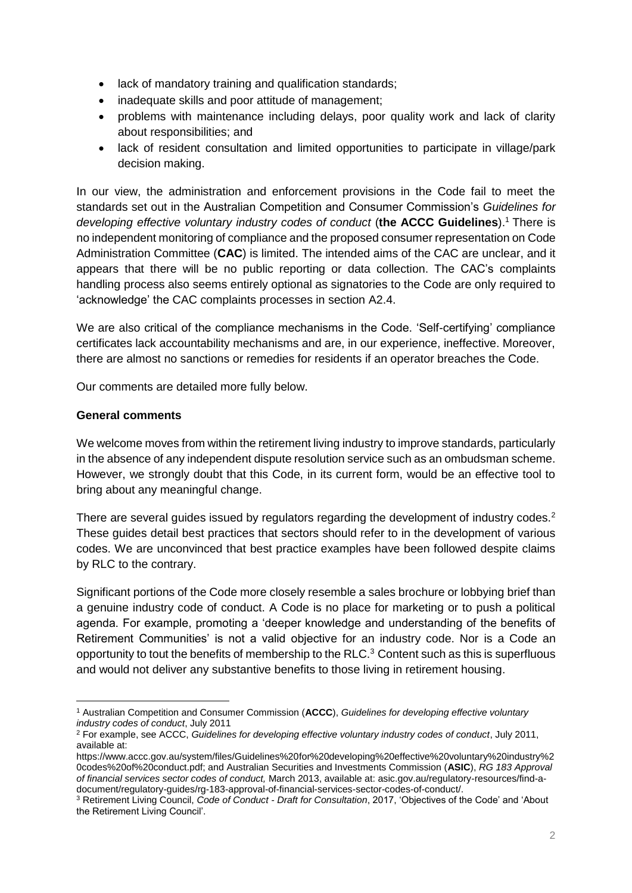- lack of mandatory training and qualification standards;
- inadequate skills and poor attitude of management;
- problems with maintenance including delays, poor quality work and lack of clarity about responsibilities; and
- lack of resident consultation and limited opportunities to participate in village/park decision making.

In our view, the administration and enforcement provisions in the Code fail to meet the standards set out in the Australian Competition and Consumer Commission's *Guidelines for developing effective voluntary industry codes of conduct* (**the ACCC Guidelines**).[1] There is no independent monitoring of compliance and the proposed consumer representation on Code Administration Committee (**CAC**) is limited. The intended aims of the CAC are unclear, and it appears that there will be no public reporting or data collection. The CAC's complaints handling process also seems entirely optional as signatories to the Code are only required to 'acknowledge' the CAC complaints processes in section A2.4.

We are also critical of the compliance mechanisms in the Code. 'Self-certifying' compliance certificates lack accountability mechanisms and are, in our experience, ineffective. Moreover, there are almost no sanctions or remedies for residents if an operator breaches the Code.

Our comments are detailed more fully below.

**General comments**

We welcome moves from within the retirement living industry to improve standards, particularly in the absence of any independent dispute resolution service such as an ombudsman scheme. However, we strongly doubt that this Code, in its current form, would be an effective tool to bring about any meaningful change.

There are several guides issued by regulators regarding the development of industry codes.[2] These guides detail best practices that sectors should refer to in the development of various codes. We are unconvinced that best practice examples have been followed despite claims by RLC to the contrary.

Significant portions of the Code more closely resemble a sales brochure or lobbying brief than a genuine industry code of conduct. A Code is no place for marketing or to push a political agenda. For example, promoting a 'deeper knowledge and understanding of the benefits of Retirement Communities' is not a valid objective for an industry code. Nor is a Code an opportunity to tout the benefits of membership to the RLC.[3] Content such as this is superfluous and would not deliver any substantive benefits to those living in retirement housing.

---

[1] Australian Competition and Consumer Commission (**ACCC**), *Guidelines for developing effective voluntary industry codes of conduct*, July 2011

[2] For example, see ACCC, *Guidelines for developing effective voluntary industry codes of conduct*, July 2011, available at: https://www.accc.gov.au/system/files/Guidelines%20for%20developing%20effective%20voluntary%20industry%20codes%20of%20conduct.pdf; and Australian Securities and Investments Commission (**ASIC**), *RG 183 Approval of financial services sector codes of conduct,* March 2013, available at: asic.gov.au/regulatory-resources/find-a-document/regulatory-guides/rg-183-approval-of-financial-services-sector-codes-of-conduct/.

[3] Retirement Living Council, *Code of Conduct - Draft for Consultation*, 2017, 'Objectives of the Code' and 'About the Retirement Living Council'.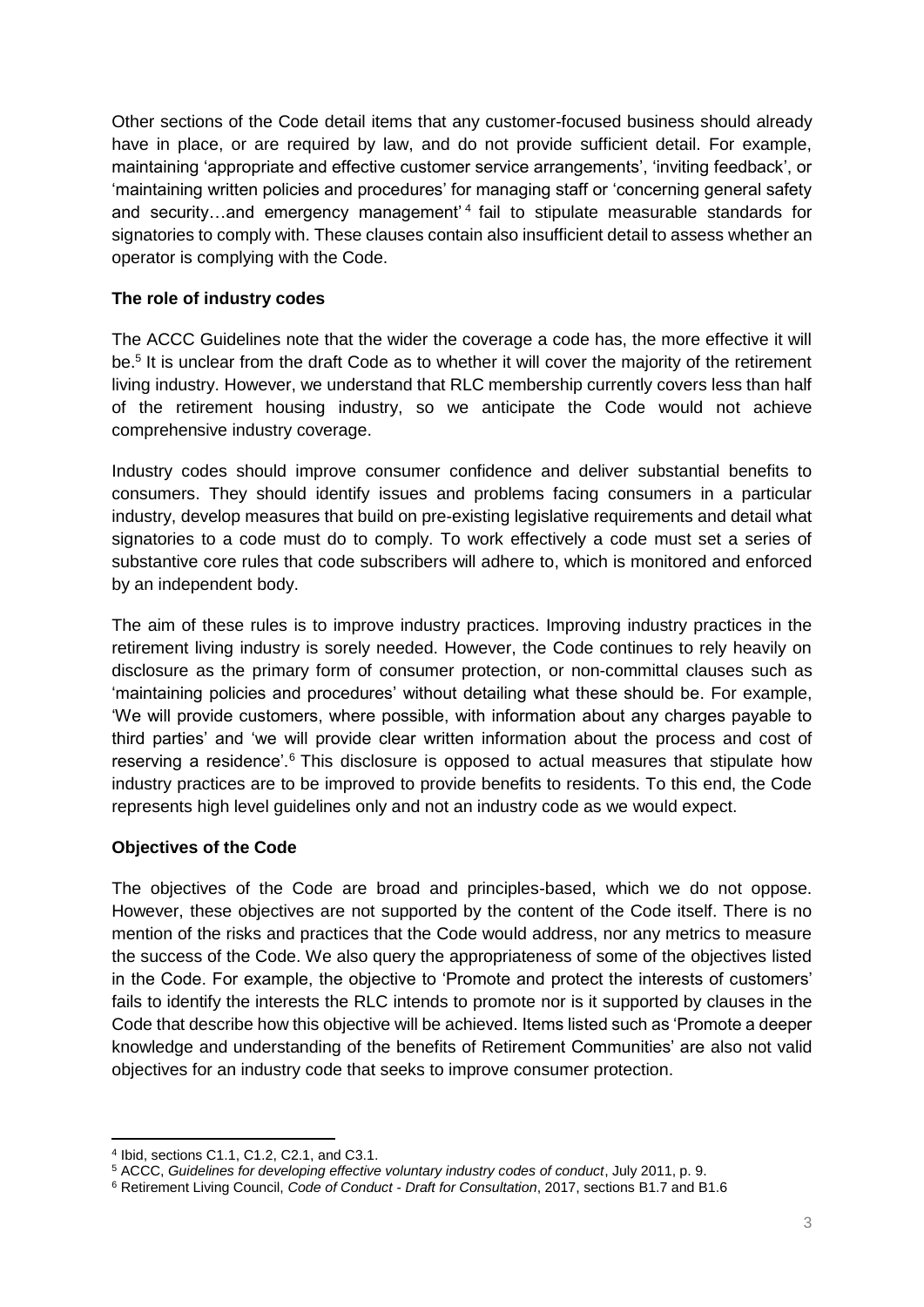Other sections of the Code detail items that any customer-focused business should already have in place, or are required by law, and do not provide sufficient detail. For example, maintaining 'appropriate and effective customer service arrangements', 'inviting feedback', or 'maintaining written policies and procedures' for managing staff or 'concerning general safety and security…and emergency management'[4] fail to stipulate measurable standards for signatories to comply with. These clauses contain also insufficient detail to assess whether an operator is complying with the Code.

**The role of industry codes**

The ACCC Guidelines note that the wider the coverage a code has, the more effective it will be.[5] It is unclear from the draft Code as to whether it will cover the majority of the retirement living industry. However, we understand that RLC membership currently covers less than half of the retirement housing industry, so we anticipate the Code would not achieve comprehensive industry coverage.

Industry codes should improve consumer confidence and deliver substantial benefits to consumers. They should identify issues and problems facing consumers in a particular industry, develop measures that build on pre-existing legislative requirements and detail what signatories to a code must do to comply. To work effectively a code must set a series of substantive core rules that code subscribers will adhere to, which is monitored and enforced by an independent body.

The aim of these rules is to improve industry practices. Improving industry practices in the retirement living industry is sorely needed. However, the Code continues to rely heavily on disclosure as the primary form of consumer protection, or non-committal clauses such as 'maintaining policies and procedures' without detailing what these should be. For example, 'We will provide customers, where possible, with information about any charges payable to third parties' and 'we will provide clear written information about the process and cost of reserving a residence'.[6] This disclosure is opposed to actual measures that stipulate how industry practices are to be improved to provide benefits to residents. To this end, the Code represents high level guidelines only and not an industry code as we would expect.

**Objectives of the Code**

The objectives of the Code are broad and principles-based, which we do not oppose. However, these objectives are not supported by the content of the Code itself. There is no mention of the risks and practices that the Code would address, nor any metrics to measure the success of the Code. We also query the appropriateness of some of the objectives listed in the Code. For example, the objective to 'Promote and protect the interests of customers' fails to identify the interests the RLC intends to promote nor is it supported by clauses in the Code that describe how this objective will be achieved. Items listed such as 'Promote a deeper knowledge and understanding of the benefits of Retirement Communities' are also not valid objectives for an industry code that seeks to improve consumer protection.

---

[4] Ibid, sections C1.1, C1.2, C2.1, and C3.1.

[5] ACCC, *Guidelines for developing effective voluntary industry codes of conduct*, July 2011, p. 9.

[6] Retirement Living Council, *Code of Conduct - Draft for Consultation*, 2017, sections B1.7 and B1.6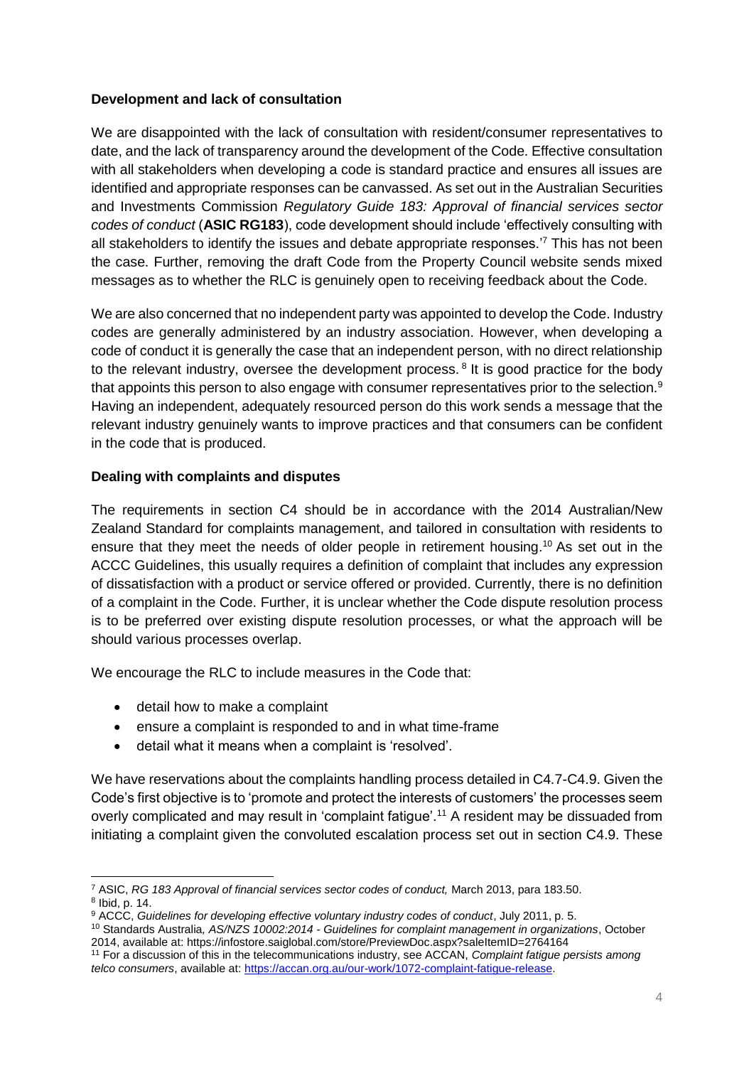**Development and lack of consultation**

We are disappointed with the lack of consultation with resident/consumer representatives to date, and the lack of transparency around the development of the Code. Effective consultation with all stakeholders when developing a code is standard practice and ensures all issues are identified and appropriate responses can be canvassed. As set out in the Australian Securities and Investments Commission *Regulatory Guide 183: Approval of financial services sector codes of conduct* (**ASIC RG183**), code development should include 'effectively consulting with all stakeholders to identify the issues and debate appropriate responses.'[7] This has not been the case. Further, removing the draft Code from the Property Council website sends mixed messages as to whether the RLC is genuinely open to receiving feedback about the Code.

We are also concerned that no independent party was appointed to develop the Code. Industry codes are generally administered by an industry association. However, when developing a code of conduct it is generally the case that an independent person, with no direct relationship to the relevant industry, oversee the development process.[8] It is good practice for the body that appoints this person to also engage with consumer representatives prior to the selection.[9] Having an independent, adequately resourced person do this work sends a message that the relevant industry genuinely wants to improve practices and that consumers can be confident in the code that is produced.

**Dealing with complaints and disputes**

The requirements in section C4 should be in accordance with the 2014 Australian/New Zealand Standard for complaints management, and tailored in consultation with residents to ensure that they meet the needs of older people in retirement housing.[10] As set out in the ACCC Guidelines, this usually requires a definition of complaint that includes any expression of dissatisfaction with a product or service offered or provided. Currently, there is no definition of a complaint in the Code. Further, it is unclear whether the Code dispute resolution process is to be preferred over existing dispute resolution processes, or what the approach will be should various processes overlap.

We encourage the RLC to include measures in the Code that:

- detail how to make a complaint
- ensure a complaint is responded to and in what time-frame
- detail what it means when a complaint is 'resolved'.

We have reservations about the complaints handling process detailed in C4.7-C4.9. Given the Code's first objective is to 'promote and protect the interests of customers' the processes seem overly complicated and may result in 'complaint fatigue'.[11] A resident may be dissuaded from initiating a complaint given the convoluted escalation process set out in section C4.9. These

---

[7] ASIC, *RG 183 Approval of financial services sector codes of conduct,* March 2013, para 183.50.

[8] Ibid, p. 14.

[9] ACCC, *Guidelines for developing effective voluntary industry codes of conduct*, July 2011, p. 5.

[10] Standards Australia*, AS/NZS 10002:2014 - Guidelines for complaint management in organizations*, October 2014, available at: https://infostore.saiglobal.com/store/PreviewDoc.aspx?saleItemID=2764164

[11] For a discussion of this in the telecommunications industry, see ACCAN, *Complaint fatigue persists among telco consumers*, available at: https://accan.org.au/our-work/1072-complaint-fatigue-release.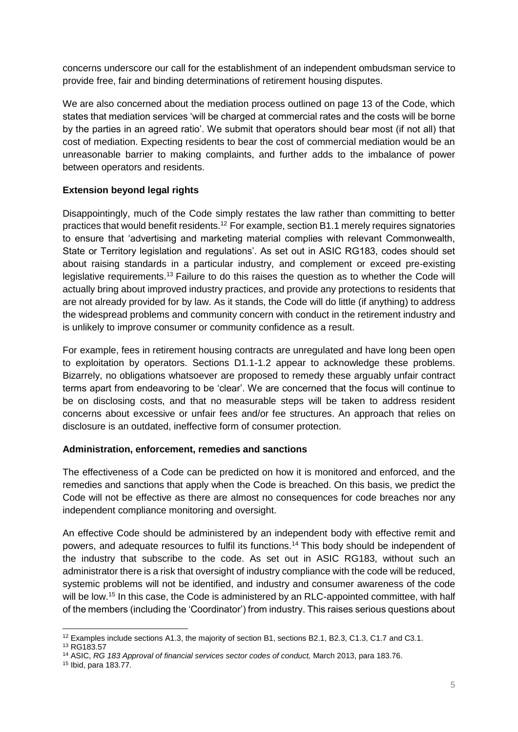concerns underscore our call for the establishment of an independent ombudsman service to provide free, fair and binding determinations of retirement housing disputes.

We are also concerned about the mediation process outlined on page 13 of the Code, which states that mediation services 'will be charged at commercial rates and the costs will be borne by the parties in an agreed ratio'. We submit that operators should bear most (if not all) that cost of mediation. Expecting residents to bear the cost of commercial mediation would be an unreasonable barrier to making complaints, and further adds to the imbalance of power between operators and residents.

**Extension beyond legal rights**

Disappointingly, much of the Code simply restates the law rather than committing to better practices that would benefit residents.[12] For example, section B1.1 merely requires signatories to ensure that 'advertising and marketing material complies with relevant Commonwealth, State or Territory legislation and regulations'. As set out in ASIC RG183, codes should set about raising standards in a particular industry, and complement or exceed pre-existing legislative requirements.[13] Failure to do this raises the question as to whether the Code will actually bring about improved industry practices, and provide any protections to residents that are not already provided for by law. As it stands, the Code will do little (if anything) to address the widespread problems and community concern with conduct in the retirement industry and is unlikely to improve consumer or community confidence as a result.

For example, fees in retirement housing contracts are unregulated and have long been open to exploitation by operators. Sections D1.1-1.2 appear to acknowledge these problems. Bizarrely, no obligations whatsoever are proposed to remedy these arguably unfair contract terms apart from endeavoring to be 'clear'. We are concerned that the focus will continue to be on disclosing costs, and that no measurable steps will be taken to address resident concerns about excessive or unfair fees and/or fee structures. An approach that relies on disclosure is an outdated, ineffective form of consumer protection.

**Administration, enforcement, remedies and sanctions**

The effectiveness of a Code can be predicted on how it is monitored and enforced, and the remedies and sanctions that apply when the Code is breached. On this basis, we predict the Code will not be effective as there are almost no consequences for code breaches nor any independent compliance monitoring and oversight.

An effective Code should be administered by an independent body with effective remit and powers, and adequate resources to fulfil its functions.[14] This body should be independent of the industry that subscribe to the code. As set out in ASIC RG183, without such an administrator there is a risk that oversight of industry compliance with the code will be reduced, systemic problems will not be identified, and industry and consumer awareness of the code will be low.[15] In this case, the Code is administered by an RLC-appointed committee, with half of the members (including the 'Coordinator') from industry. This raises serious questions about

---

[12] Examples include sections A1.3, the majority of section B1, sections B2.1, B2.3, C1.3, C1.7 and C3.1.

[13] RG183.57

[14] ASIC, *RG 183 Approval of financial services sector codes of conduct,* March 2013, para 183.76.

[15] Ibid, para 183.77.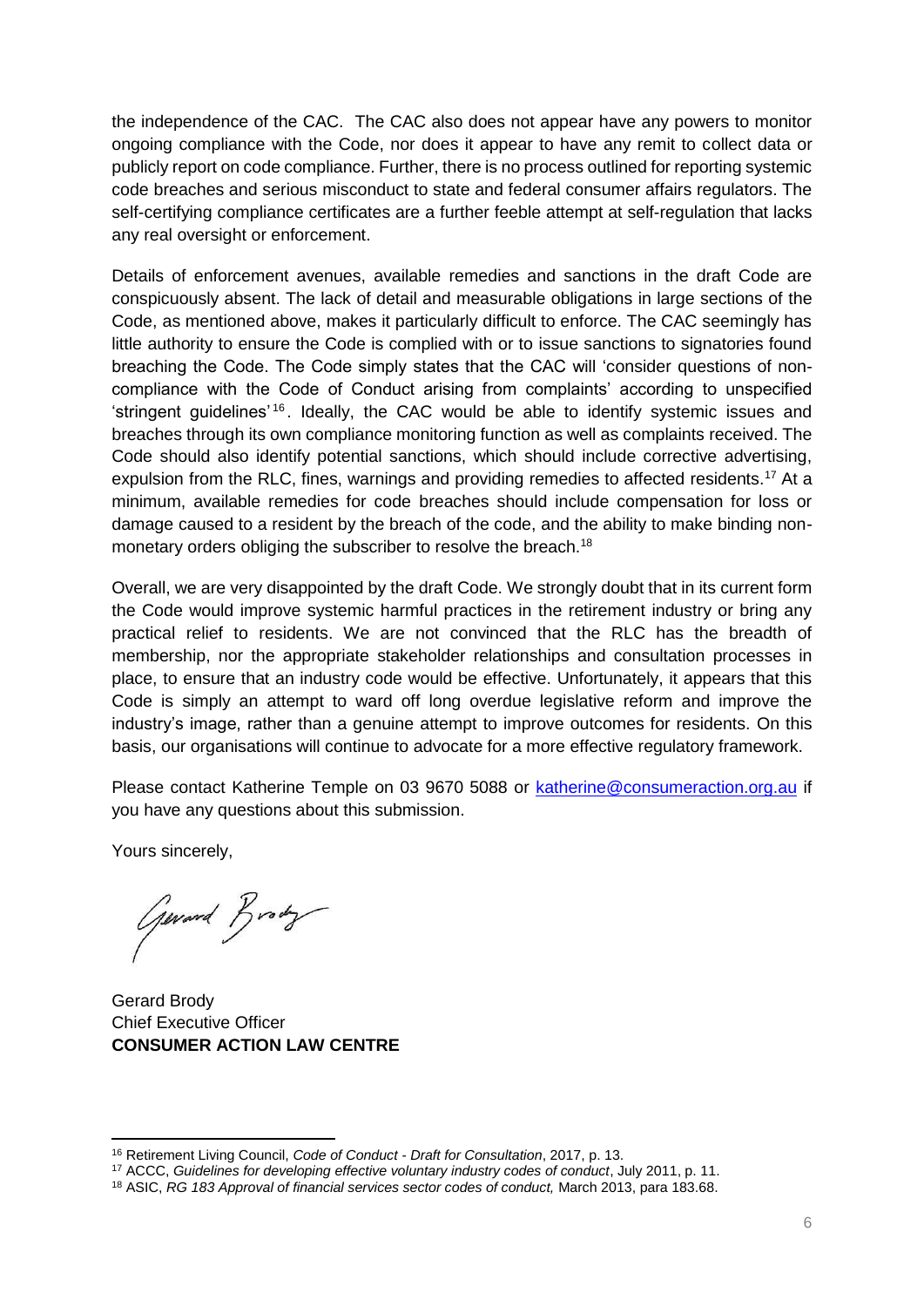the independence of the CAC. The CAC also does not appear have any powers to monitor ongoing compliance with the Code, nor does it appear to have any remit to collect data or publicly report on code compliance. Further, there is no process outlined for reporting systemic code breaches and serious misconduct to state and federal consumer affairs regulators. The self-certifying compliance certificates are a further feeble attempt at self-regulation that lacks any real oversight or enforcement.

Details of enforcement avenues, available remedies and sanctions in the draft Code are conspicuously absent. The lack of detail and measurable obligations in large sections of the Code, as mentioned above, makes it particularly difficult to enforce. The CAC seemingly has little authority to ensure the Code is complied with or to issue sanctions to signatories found breaching the Code. The Code simply states that the CAC will 'consider questions of non-compliance with the Code of Conduct arising from complaints' according to unspecified 'stringent guidelines'[16]. Ideally, the CAC would be able to identify systemic issues and breaches through its own compliance monitoring function as well as complaints received. The Code should also identify potential sanctions, which should include corrective advertising, expulsion from the RLC, fines, warnings and providing remedies to affected residents.[17] At a minimum, available remedies for code breaches should include compensation for loss or damage caused to a resident by the breach of the code, and the ability to make binding non-monetary orders obliging the subscriber to resolve the breach.[18]

Overall, we are very disappointed by the draft Code. We strongly doubt that in its current form the Code would improve systemic harmful practices in the retirement industry or bring any practical relief to residents. We are not convinced that the RLC has the breadth of membership, nor the appropriate stakeholder relationships and consultation processes in place, to ensure that an industry code would be effective. Unfortunately, it appears that this Code is simply an attempt to ward off long overdue legislative reform and improve the industry's image, rather than a genuine attempt to improve outcomes for residents. On this basis, our organisations will continue to advocate for a more effective regulatory framework.

Please contact Katherine Temple on 03 9670 5088 or katherine@consumeraction.org.au if you have any questions about this submission.

Yours sincerely,

Gerard Brody
Chief Executive Officer
**CONSUMER ACTION LAW CENTRE**

[16] Retirement Living Council, *Code of Conduct - Draft for Consultation*, 2017, p. 13.

[17] ACCC, *Guidelines for developing effective voluntary industry codes of conduct*, July 2011, p. 11.

[18] ASIC, *RG 183 Approval of financial services sector codes of conduct,* March 2013, para 183.68.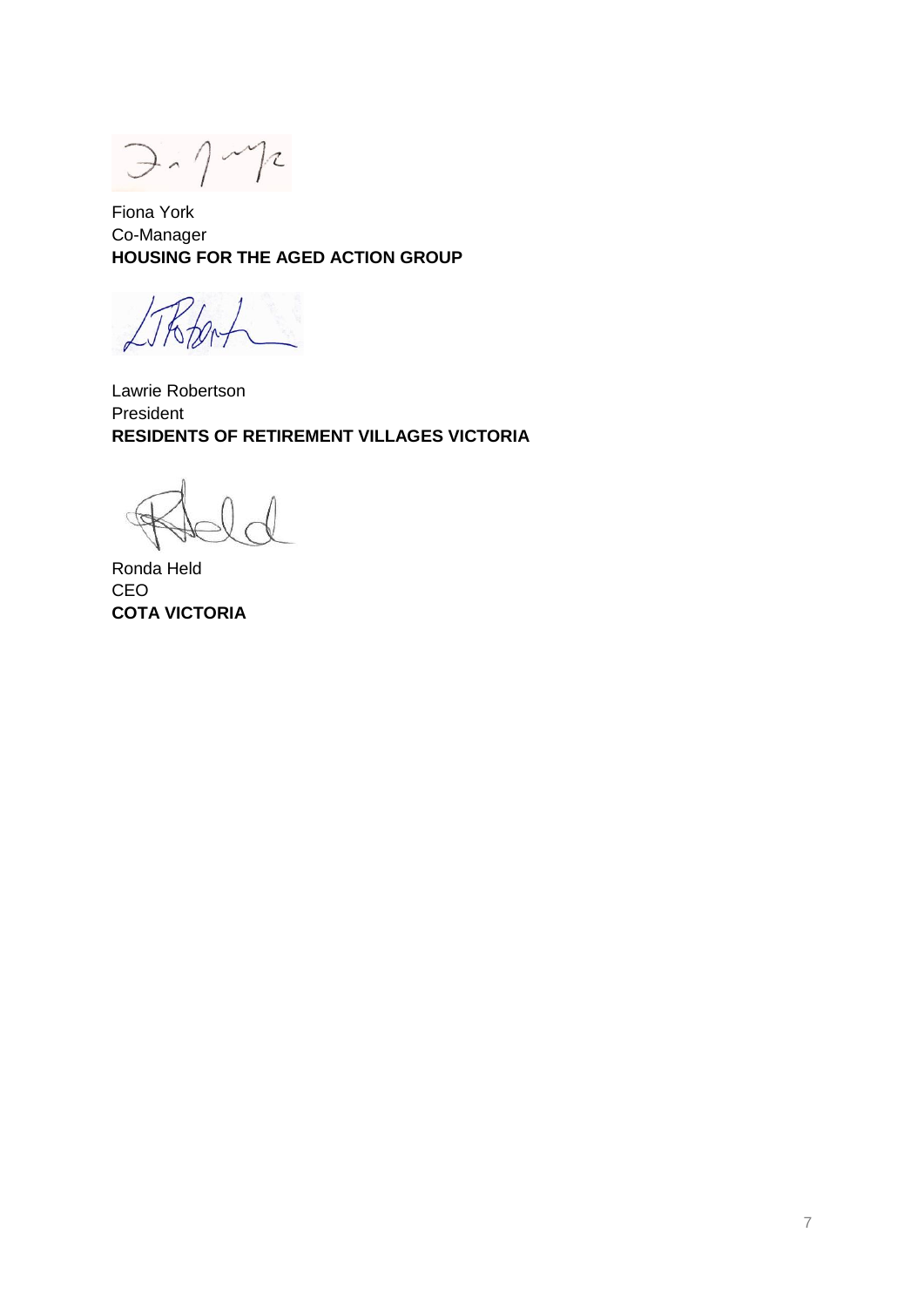Fiona York
Co-Manager
**HOUSING FOR THE AGED ACTION GROUP**

Lawrie Robertson
President
**RESIDENTS OF RETIREMENT VILLAGES VICTORIA**

Ronda Held
CEO
**COTA VICTORIA**